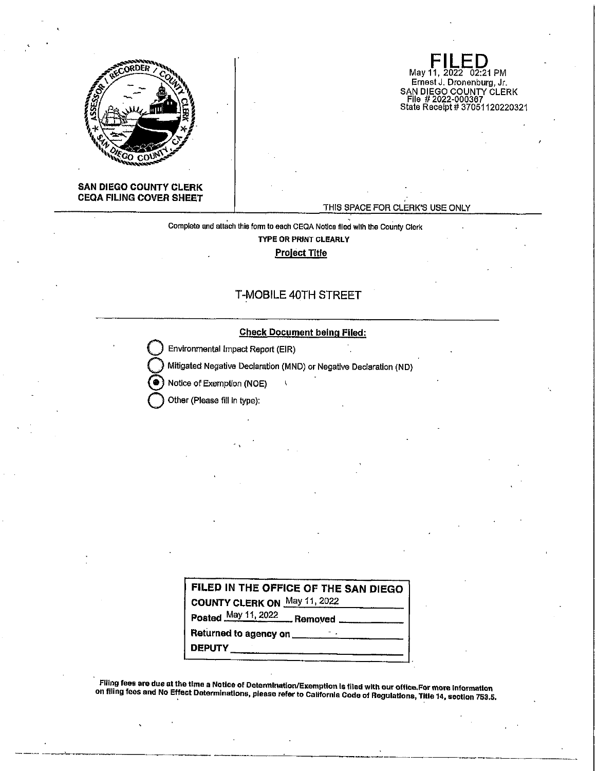**SAN DIEGO COUNTY CLERK**
**CEQA FILING COVER SHEET**

**FILED**
May 11, 2022 02:21 PM
Ernest J. Dronenburg, Jr.
SAN DIEGO COUNTY CLERK
File # 2022-000367
State Receipt # 37051120220321

THIS SPACE FOR CLERK'S USE ONLY

Complete and attach this form to each CEQA Notice filed with the County Clerk

**TYPE OR PRINT CLEARLY**

**Project Title**

T-MOBILE 40TH STREET

**Check Document being Filed:**

- ○ Environmental Impact Report (EIR)
- ○ Mitigated Negative Declaration (MND) or Negative Declaration (ND)
- ● Notice of Exemption (NOE)
- ○ Other (Please fill in type):

**FILED IN THE OFFICE OF THE SAN DIEGO COUNTY CLERK ON** May 11, 2022
**Posted** May 11, 2022 **Removed** \_\_\_\_\_\_\_\_
**Returned to agency on** \_\_\_\_\_\_\_\_
**DEPUTY** \_\_\_\_\_\_\_\_

**Filing fees are due at the time a Notice of Determination/Exemption is filed with our office. For more information on filing fees and No Effect Determinations, please refer to California Code of Regulations, Title 14, section 753.5.**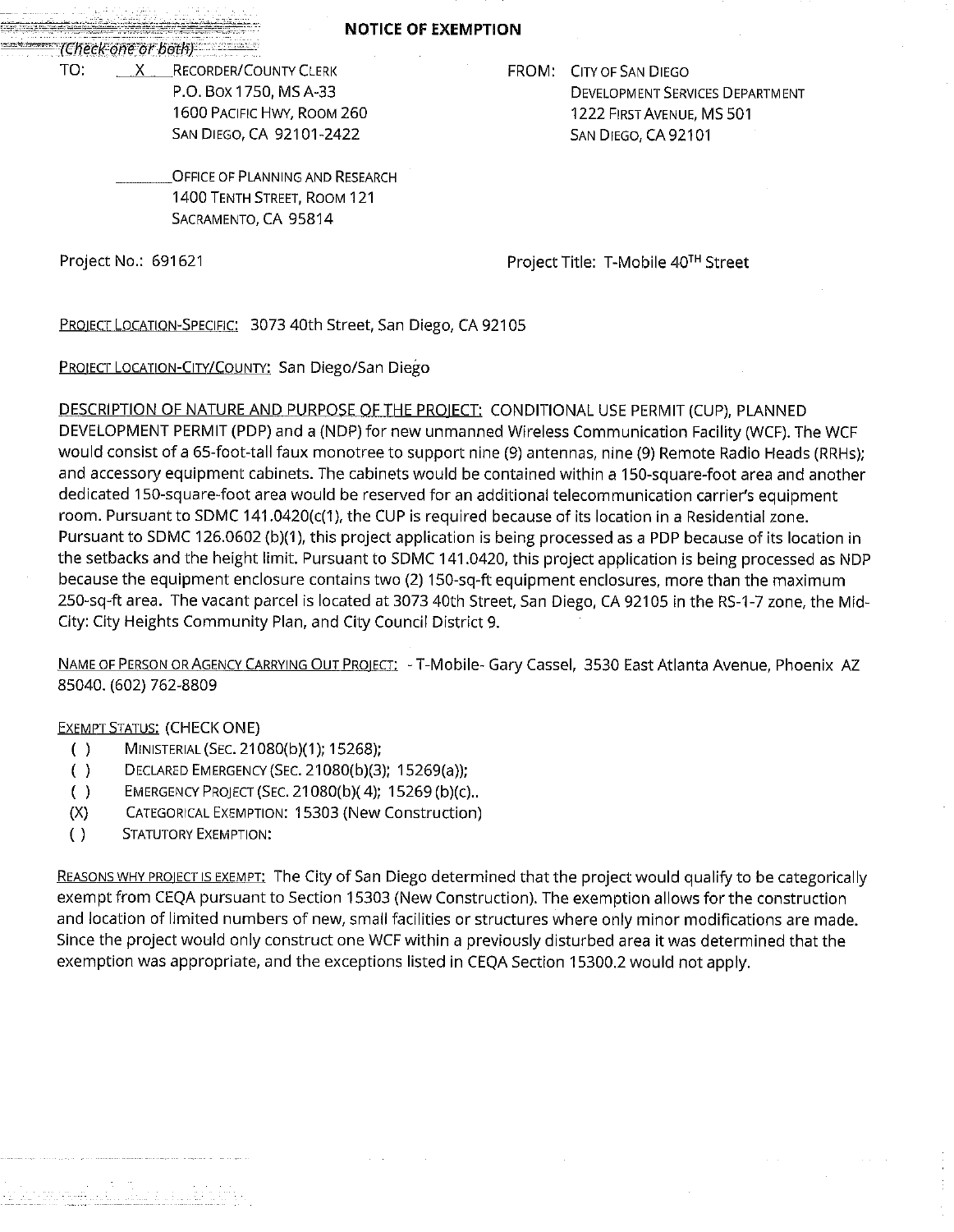# NOTICE OF EXEMPTION

(Check one or both)

TO: __X__ RECORDER/COUNTY CLERK
P.O. BOX 1750, MS A-33
1600 PACIFIC HWY, ROOM 260
SAN DIEGO, CA 92101-2422

_____ OFFICE OF PLANNING AND RESEARCH
1400 TENTH STREET, ROOM 121
SACRAMENTO, CA 95814

FROM: CITY OF SAN DIEGO
DEVELOPMENT SERVICES DEPARTMENT
1222 FIRST AVENUE, MS 501
SAN DIEGO, CA 92101

Project No.: 691621

Project Title: T-Mobile 40TH Street

PROJECT LOCATION-SPECIFIC: 3073 40th Street, San Diego, CA 92105

PROJECT LOCATION-CITY/COUNTY: San Diego/San Diego

DESCRIPTION OF NATURE AND PURPOSE OF THE PROJECT: CONDITIONAL USE PERMIT (CUP), PLANNED DEVELOPMENT PERMIT (PDP) and a (NDP) for new unmanned Wireless Communication Facility (WCF). The WCF would consist of a 65-foot-tall faux monotree to support nine (9) antennas, nine (9) Remote Radio Heads (RRHs); and accessory equipment cabinets. The cabinets would be contained within a 150-square-foot area and another dedicated 150-square-foot area would be reserved for an additional telecommunication carrier's equipment room. Pursuant to SDMC 141.0420(c(1), the CUP is required because of its location in a Residential zone. Pursuant to SDMC 126.0602 (b)(1), this project application is being processed as a PDP because of its location in the setbacks and the height limit. Pursuant to SDMC 141.0420, this project application is being processed as NDP because the equipment enclosure contains two (2) 150-sq-ft equipment enclosures, more than the maximum 250-sq-ft area. The vacant parcel is located at 3073 40th Street, San Diego, CA 92105 in the RS-1-7 zone, the Mid-City: City Heights Community Plan, and City Council District 9.

NAME OF PERSON OR AGENCY CARRYING OUT PROJECT: - T-Mobile- Gary Cassel, 3530 East Atlanta Avenue, Phoenix AZ 85040. (602) 762-8809

EXEMPT STATUS: (CHECK ONE)

- ( ) MINISTERIAL (SEC. 21080(b)(1); 15268);
- ( ) DECLARED EMERGENCY (SEC. 21080(b)(3); 15269(a));
- ( ) EMERGENCY PROJECT (SEC. 21080(b)( 4); 15269 (b)(c)..
- (X) CATEGORICAL EXEMPTION: 15303 (New Construction)
- ( ) STATUTORY EXEMPTION:

REASONS WHY PROJECT IS EXEMPT: The City of San Diego determined that the project would qualify to be categorically exempt from CEQA pursuant to Section 15303 (New Construction). The exemption allows for the construction and location of limited numbers of new, small facilities or structures where only minor modifications are made. Since the project would only construct one WCF within a previously disturbed area it was determined that the exemption was appropriate, and the exceptions listed in CEQA Section 15300.2 would not apply.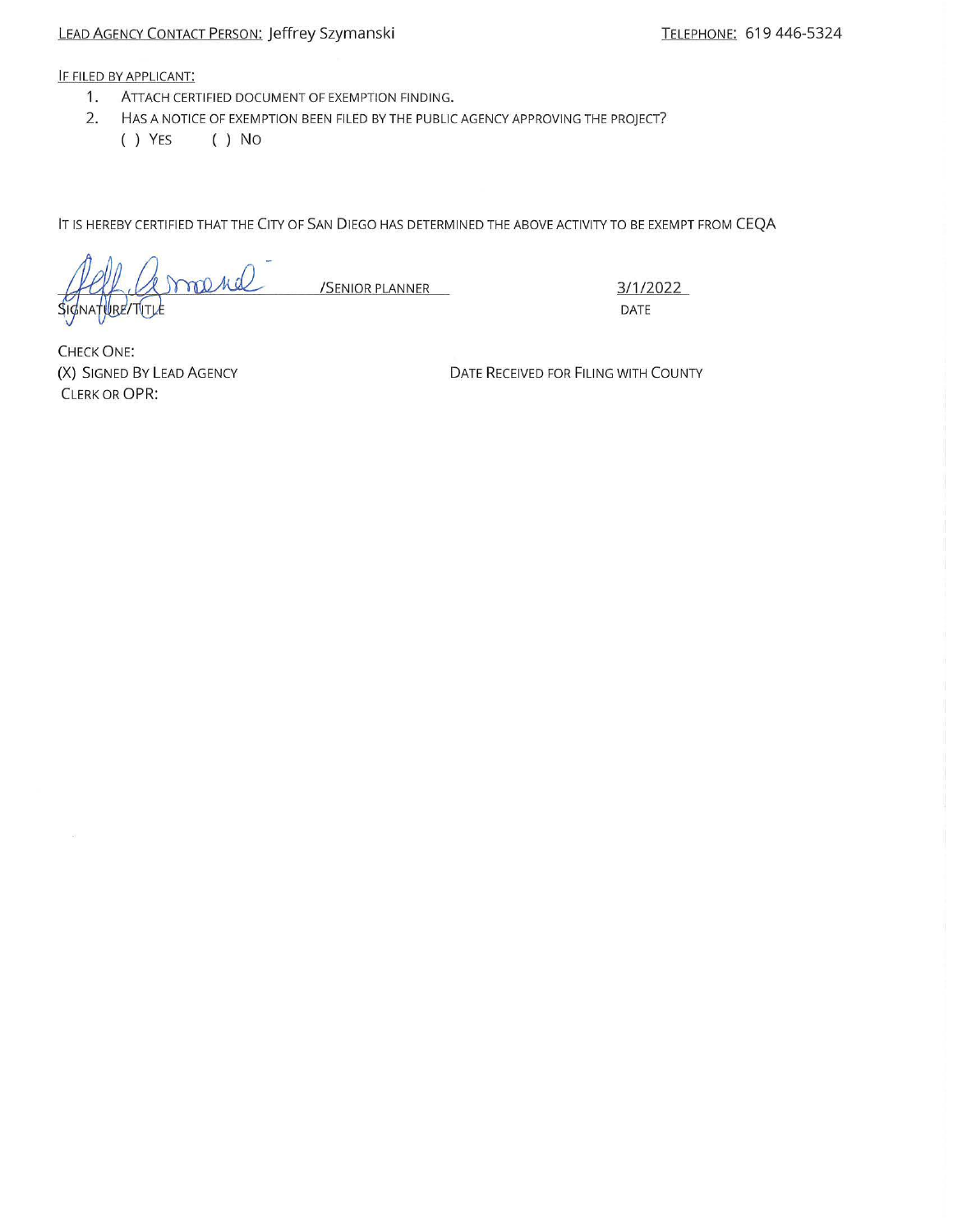LEAD AGENCY CONTACT PERSON: Jeffrey Szymanski TELEPHONE: 619 446-5324

IF FILED BY APPLICANT:

1. ATTACH CERTIFIED DOCUMENT OF EXEMPTION FINDING.
2. HAS A NOTICE OF EXEMPTION BEEN FILED BY THE PUBLIC AGENCY APPROVING THE PROJECT?

( ) YES ( ) NO

IT IS HEREBY CERTIFIED THAT THE CITY OF SAN DIEGO HAS DETERMINED THE ABOVE ACTIVITY TO BE EXEMPT FROM CEQA

/SENIOR PLANNER 3/1/2022

SIGNATURE/TITLE DATE

CHECK ONE:

(X) SIGNED BY LEAD AGENCY DATE RECEIVED FOR FILING WITH COUNTY

CLERK OR OPR: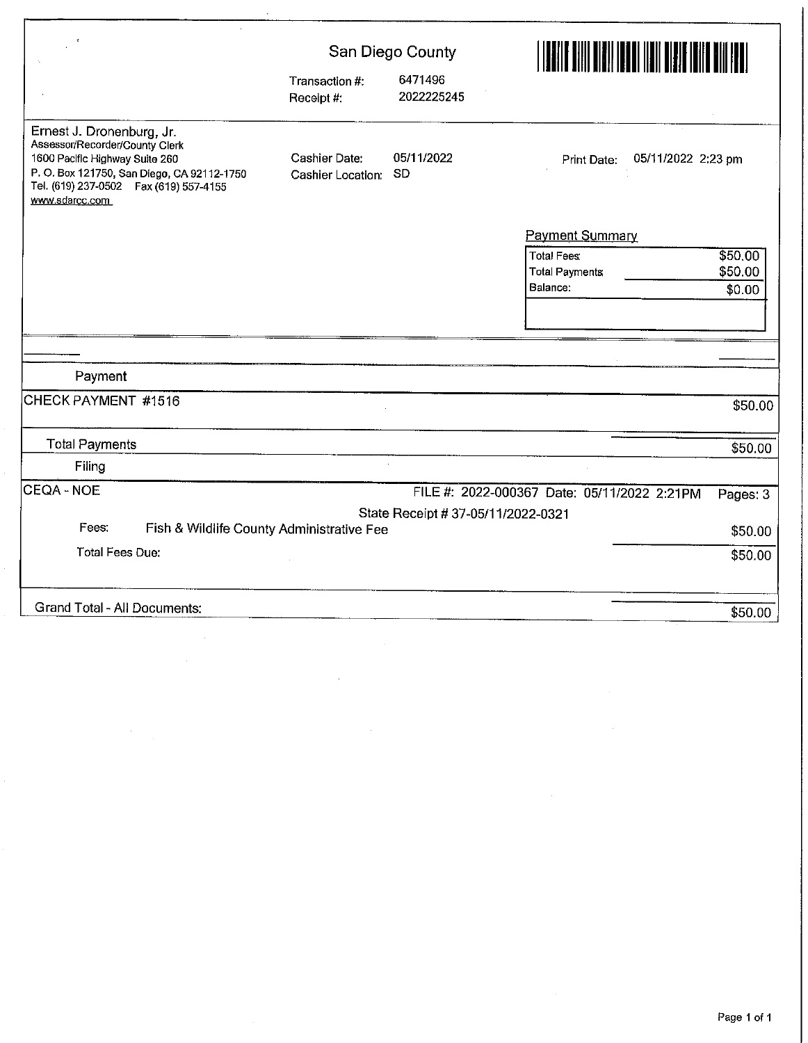# San Diego County

Transaction #: 6471496
Receipt #: 2022225245

Ernest J. Dronenburg, Jr.
Assessor/Recorder/County Clerk
1600 Pacific Highway Suite 260
P. O. Box 121750, San Diego, CA 92112-1750
Tel. (619) 237-0502 Fax (619) 557-4155
www.sdarcc.com

Cashier Date: 05/11/2022
Cashier Location: SD

Print Date: 05/11/2022 2:23 pm

**Payment Summary**

| | |
|---|---|
| Total Fees | $50.00 |
| Total Payments | $50.00 |
| Balance: | $0.00 |

**Payment**

| | |
|---|---|
| CHECK PAYMENT #1516 | $50.00 |
| Total Payments | $50.00 |

**Filing**

CEQA - NOE — FILE #: 2022-000367 Date: 05/11/2022 2:21PM — Pages: 3

State Receipt # 37-05/11/2022-0321

| | |
|---|---|
| Fees: Fish & Wildlife County Administrative Fee | $50.00 |
| Total Fees Due: | $50.00 |
| Grand Total - All Documents: | $50.00 |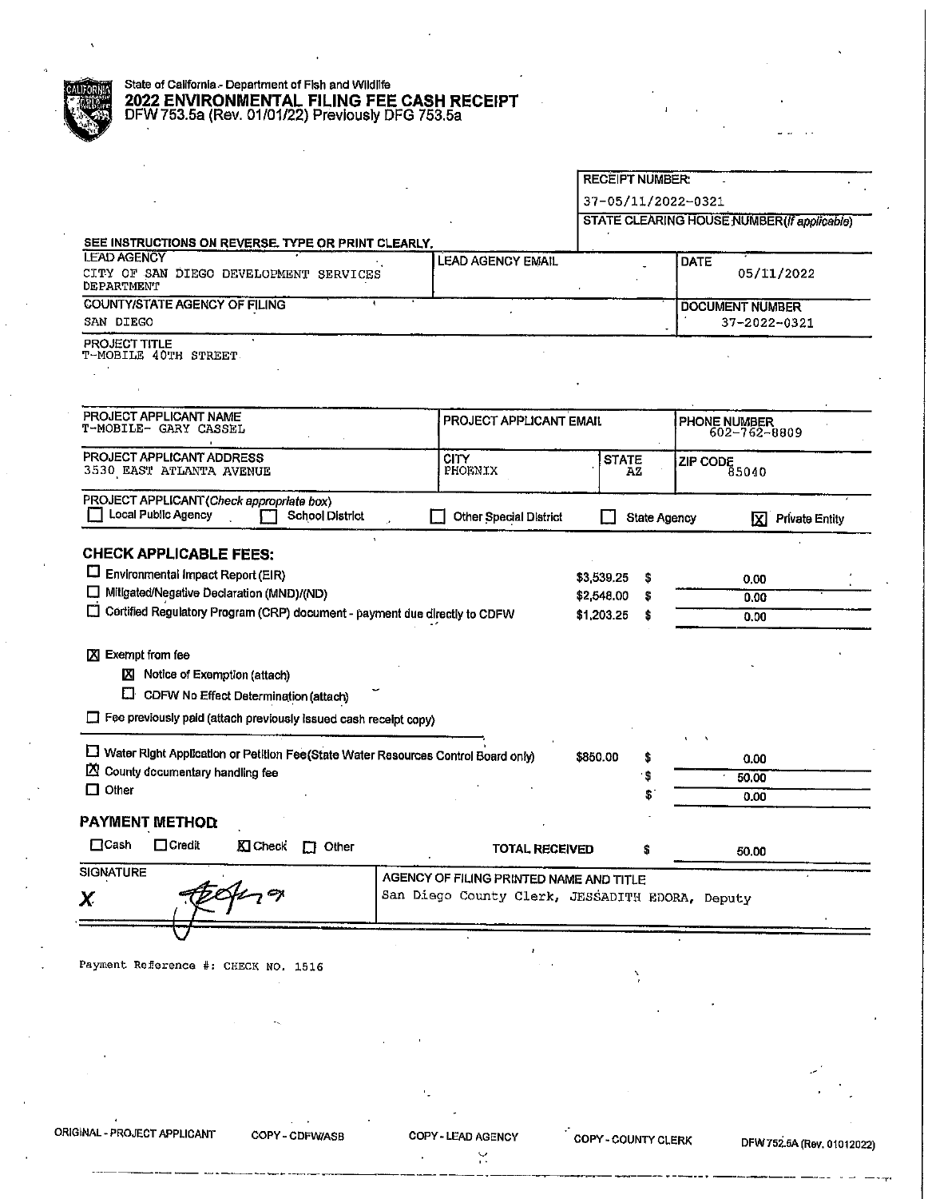State of California - Department of Fish and Wildlife

# 2022 ENVIRONMENTAL FILING FEE CASH RECEIPT

DFW 753.5a (Rev. 01/01/22) Previously DFG 753.5a

| | |
|---|---|
| RECEIPT NUMBER: | 37-05/11/2022-0321 |
| STATE CLEARING HOUSE NUMBER (If applicable) | |

SEE INSTRUCTIONS ON REVERSE. TYPE OR PRINT CLEARLY.

| | | |
|---|---|---|
| LEAD AGENCY: CITY OF SAN DIEGO DEVELOPMENT SERVICES DEPARTMENT | LEAD AGENCY EMAIL | DATE: 05/11/2022 |
| COUNTY/STATE AGENCY OF FILING: SAN DIEGO | | DOCUMENT NUMBER: 37-2022-0321 |

PROJECT TITLE
T-MOBILE 40TH STREET

| | | | |
|---|---|---|---|
| PROJECT APPLICANT NAME: T-MOBILE- GARY CASSEL | PROJECT APPLICANT EMAIL | | PHONE NUMBER: 602-762-8809 |
| PROJECT APPLICANT ADDRESS: 3530 EAST ATLANTA AVENUE | CITY: PHOENIX | STATE: AZ | ZIP CODE: 85040 |

PROJECT APPLICANT (Check appropriate box)

☐ Local Public Agency ☐ School District ☐ Other Special District ☐ State Agency ☒ Private Entity

## CHECK APPLICABLE FEES:

| | | |
|---|---|---|
| ☐ Environmental Impact Report (EIR) | $3,539.25 | $ 0.00 |
| ☐ Mitigated/Negative Declaration (MND)/(ND) | $2,548.00 | $ 0.00 |
| ☐ Certified Regulatory Program (CRP) document - payment due directly to CDFW | $1,203.25 | $ 0.00 |

☒ Exempt from fee

- ☒ Notice of Exemption (attach)
- ☐ CDFW No Effect Determination (attach)

☐ Fee previously paid (attach previously issued cash receipt copy)

| | | |
|---|---|---|
| ☐ Water Right Application or Petition Fee (State Water Resources Control Board only) | $850.00 | $ 0.00 |
| ☒ County documentary handling fee | | $ 50.00 |
| ☐ Other | | $ 0.00 |

## PAYMENT METHOD:

☐ Cash ☐ Credit ☒ Check ☐ Other

TOTAL RECEIVED $ 50.00

| | |
|---|---|
| SIGNATURE: X [signature] | AGENCY OF FILING PRINTED NAME AND TITLE: San Diego County Clerk, JESSADITH EDORA, Deputy |

Payment Reference #: CHECK NO. 1516

ORIGINAL - PROJECT APPLICANT COPY - CDFW/ASB COPY - LEAD AGENCY COPY - COUNTY CLERK DFW 752.5A (Rev. 01012022)